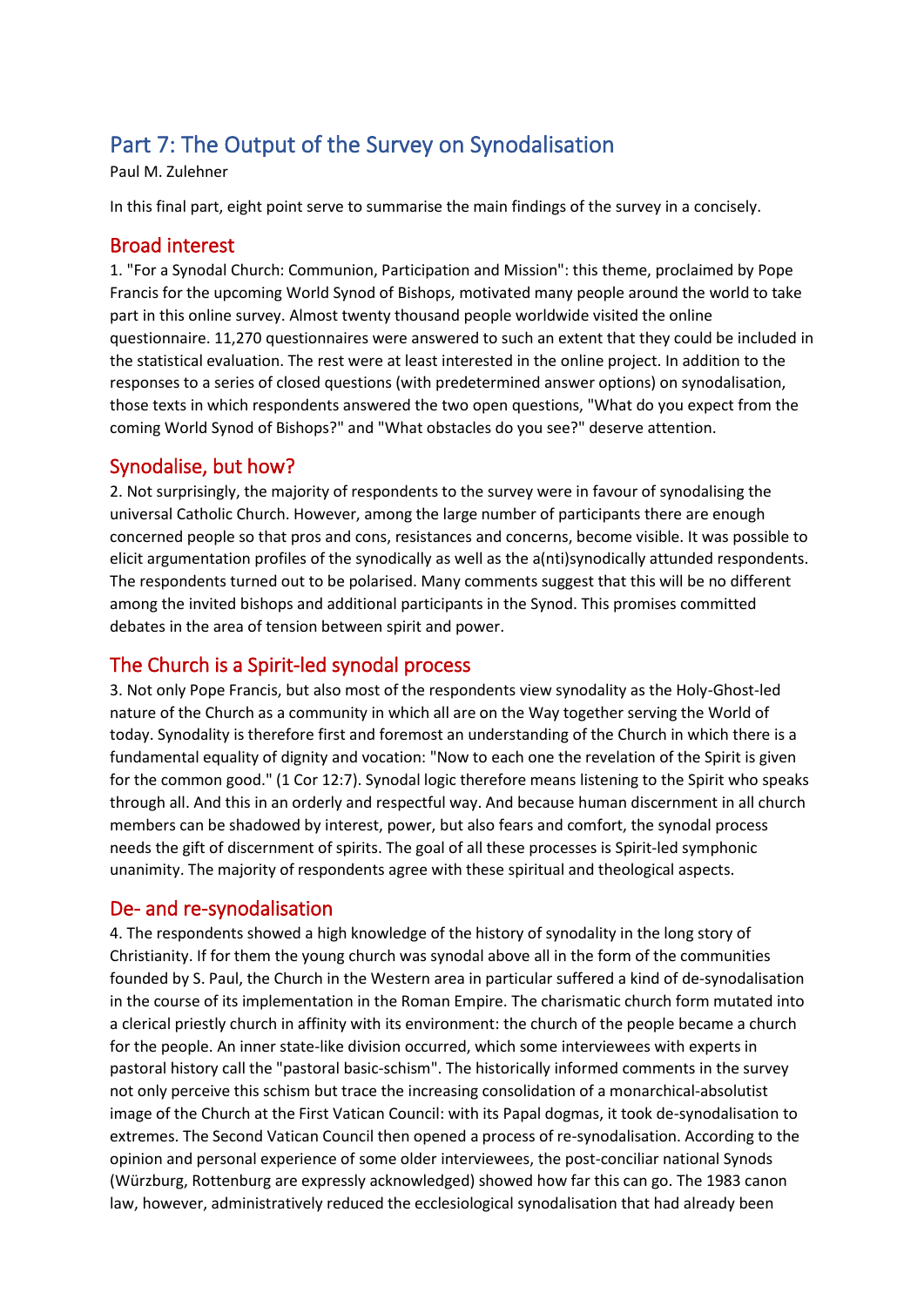# Part 7: The Output of the Survey on Synodalisation

Paul M. Zulehner

In this final part, eight point serve to summarise the main findings of the survey in a concisely.

## Broad interest

1. "For a Synodal Church: Communion, Participation and Mission": this theme, proclaimed by Pope Francis for the upcoming World Synod of Bishops, motivated many people around the world to take part in this online survey. Almost twenty thousand people worldwide visited the online questionnaire. 11,270 questionnaires were answered to such an extent that they could be included in the statistical evaluation. The rest were at least interested in the online project. In addition to the responses to a series of closed questions (with predetermined answer options) on synodalisation, those texts in which respondents answered the two open questions, "What do you expect from the coming World Synod of Bishops?" and "What obstacles do you see?" deserve attention.

## Synodalise, but how?

2. Not surprisingly, the majority of respondents to the survey were in favour of synodalising the universal Catholic Church. However, among the large number of participants there are enough concerned people so that pros and cons, resistances and concerns, become visible. It was possible to elicit argumentation profiles of the synodically as well as the a(nti)synodically attunded respondents. The respondents turned out to be polarised. Many comments suggest that this will be no different among the invited bishops and additional participants in the Synod. This promises committed debates in the area of tension between spirit and power.

## The Church is a Spirit-led synodal process

3. Not only Pope Francis, but also most of the respondents view synodality as the Holy-Ghost-led nature of the Church as a community in which all are on the Way together serving the World of today. Synodality is therefore first and foremost an understanding of the Church in which there is a fundamental equality of dignity and vocation: "Now to each one the revelation of the Spirit is given for the common good." (1 Cor 12:7). Synodal logic therefore means listening to the Spirit who speaks through all. And this in an orderly and respectful way. And because human discernment in all church members can be shadowed by interest, power, but also fears and comfort, the synodal process needs the gift of discernment of spirits. The goal of all these processes is Spirit-led symphonic unanimity. The majority of respondents agree with these spiritual and theological aspects.

## De- and re-synodalisation

4. The respondents showed a high knowledge of the history of synodality in the long story of Christianity. If for them the young church was synodal above all in the form of the communities founded by S. Paul, the Church in the Western area in particular suffered a kind of de-synodalisation in the course of its implementation in the Roman Empire. The charismatic church form mutated into a clerical priestly church in affinity with its environment: the church of the people became a church for the people. An inner state-like division occurred, which some interviewees with experts in pastoral history call the "pastoral basic-schism". The historically informed comments in the survey not only perceive this schism but trace the increasing consolidation of a monarchical-absolutist image of the Church at the First Vatican Council: with its Papal dogmas, it took de-synodalisation to extremes. The Second Vatican Council then opened a process of re-synodalisation. According to the opinion and personal experience of some older interviewees, the post-conciliar national Synods (Würzburg, Rottenburg are expressly acknowledged) showed how far this can go. The 1983 canon law, however, administratively reduced the ecclesiological synodalisation that had already been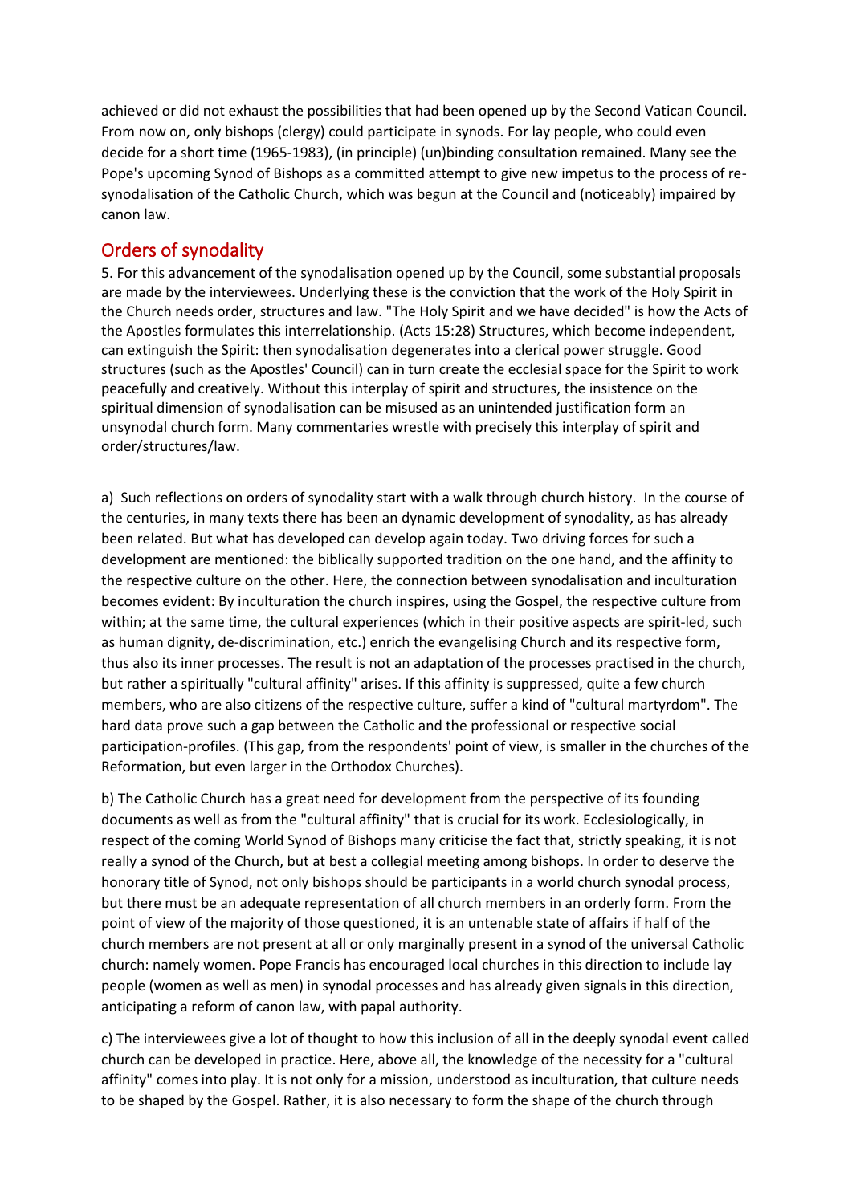achieved or did not exhaust the possibilities that had been opened up by the Second Vatican Council. From now on, only bishops (clergy) could participate in synods. For lay people, who could even decide for a short time (1965-1983), (in principle) (un)binding consultation remained. Many see the Pope's upcoming Synod of Bishops as a committed attempt to give new impetus to the process of re-synodalisation of the Catholic Church, which was begun at the Council and (noticeably) impaired by canon law.

## Orders of synodality

5. For this advancement of the synodalisation opened up by the Council, some substantial proposals are made by the interviewees. Underlying these is the conviction that the work of the Holy Spirit in the Church needs order, structures and law. "The Holy Spirit and we have decided" is how the Acts of the Apostles formulates this interrelationship. (Acts 15:28) Structures, which become independent, can extinguish the Spirit: then synodalisation degenerates into a clerical power struggle. Good structures (such as the Apostles' Council) can in turn create the ecclesial space for the Spirit to work peacefully and creatively. Without this interplay of spirit and structures, the insistence on the spiritual dimension of synodalisation can be misused as an unintended justification form an unsynodal church form. Many commentaries wrestle with precisely this interplay of spirit and order/structures/law.

a) Such reflections on orders of synodality start with a walk through church history. In the course of the centuries, in many texts there has been an dynamic development of synodality, as has already been related. But what has developed can develop again today. Two driving forces for such a development are mentioned: the biblically supported tradition on the one hand, and the affinity to the respective culture on the other. Here, the connection between synodalisation and inculturation becomes evident: By inculturation the church inspires, using the Gospel, the respective culture from within; at the same time, the cultural experiences (which in their positive aspects are spirit-led, such as human dignity, de-discrimination, etc.) enrich the evangelising Church and its respective form, thus also its inner processes. The result is not an adaptation of the processes practised in the church, but rather a spiritually "cultural affinity" arises. If this affinity is suppressed, quite a few church members, who are also citizens of the respective culture, suffer a kind of "cultural martyrdom". The hard data prove such a gap between the Catholic and the professional or respective social participation-profiles. (This gap, from the respondents' point of view, is smaller in the churches of the Reformation, but even larger in the Orthodox Churches).

b) The Catholic Church has a great need for development from the perspective of its founding documents as well as from the "cultural affinity" that is crucial for its work. Ecclesiologically, in respect of the coming World Synod of Bishops many criticise the fact that, strictly speaking, it is not really a synod of the Church, but at best a collegial meeting among bishops. In order to deserve the honorary title of Synod, not only bishops should be participants in a world church synodal process, but there must be an adequate representation of all church members in an orderly form. From the point of view of the majority of those questioned, it is an untenable state of affairs if half of the church members are not present at all or only marginally present in a synod of the universal Catholic church: namely women. Pope Francis has encouraged local churches in this direction to include lay people (women as well as men) in synodal processes and has already given signals in this direction, anticipating a reform of canon law, with papal authority.

c) The interviewees give a lot of thought to how this inclusion of all in the deeply synodal event called church can be developed in practice. Here, above all, the knowledge of the necessity for a "cultural affinity" comes into play. It is not only for a mission, understood as inculturation, that culture needs to be shaped by the Gospel. Rather, it is also necessary to form the shape of the church through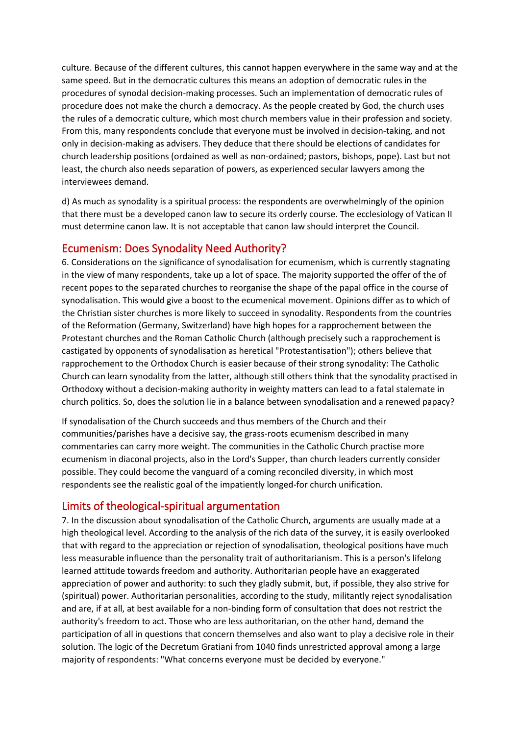culture. Because of the different cultures, this cannot happen everywhere in the same way and at the same speed. But in the democratic cultures this means an adoption of democratic rules in the procedures of synodal decision-making processes. Such an implementation of democratic rules of procedure does not make the church a democracy. As the people created by God, the church uses the rules of a democratic culture, which most church members value in their profession and society. From this, many respondents conclude that everyone must be involved in decision-taking, and not only in decision-making as advisers. They deduce that there should be elections of candidates for church leadership positions (ordained as well as non-ordained; pastors, bishops, pope). Last but not least, the church also needs separation of powers, as experienced secular lawyers among the interviewees demand.

d) As much as synodality is a spiritual process: the respondents are overwhelmingly of the opinion that there must be a developed canon law to secure its orderly course. The ecclesiology of Vatican II must determine canon law. It is not acceptable that canon law should interpret the Council.

## Ecumenism: Does Synodality Need Authority?

6. Considerations on the significance of synodalisation for ecumenism, which is currently stagnating in the view of many respondents, take up a lot of space. The majority supported the offer of the of recent popes to the separated churches to reorganise the shape of the papal office in the course of synodalisation. This would give a boost to the ecumenical movement. Opinions differ as to which of the Christian sister churches is more likely to succeed in synodality. Respondents from the countries of the Reformation (Germany, Switzerland) have high hopes for a rapprochement between the Protestant churches and the Roman Catholic Church (although precisely such a rapprochement is castigated by opponents of synodalisation as heretical "Protestantisation"); others believe that rapprochement to the Orthodox Church is easier because of their strong synodality: The Catholic Church can learn synodality from the latter, although still others think that the synodality practised in Orthodoxy without a decision-making authority in weighty matters can lead to a fatal stalemate in church politics. So, does the solution lie in a balance between synodalisation and a renewed papacy?

If synodalisation of the Church succeeds and thus members of the Church and their communities/parishes have a decisive say, the grass-roots ecumenism described in many commentaries can carry more weight. The communities in the Catholic Church practise more ecumenism in diaconal projects, also in the Lord's Supper, than church leaders currently consider possible. They could become the vanguard of a coming reconciled diversity, in which most respondents see the realistic goal of the impatiently longed-for church unification.

## Limits of theological-spiritual argumentation

7. In the discussion about synodalisation of the Catholic Church, arguments are usually made at a high theological level. According to the analysis of the rich data of the survey, it is easily overlooked that with regard to the appreciation or rejection of synodalisation, theological positions have much less measurable influence than the personality trait of authoritarianism. This is a person's lifelong learned attitude towards freedom and authority. Authoritarian people have an exaggerated appreciation of power and authority: to such they gladly submit, but, if possible, they also strive for (spiritual) power. Authoritarian personalities, according to the study, militantly reject synodalisation and are, if at all, at best available for a non-binding form of consultation that does not restrict the authority's freedom to act. Those who are less authoritarian, on the other hand, demand the participation of all in questions that concern themselves and also want to play a decisive role in their solution. The logic of the Decretum Gratiani from 1040 finds unrestricted approval among a large majority of respondents: "What concerns everyone must be decided by everyone."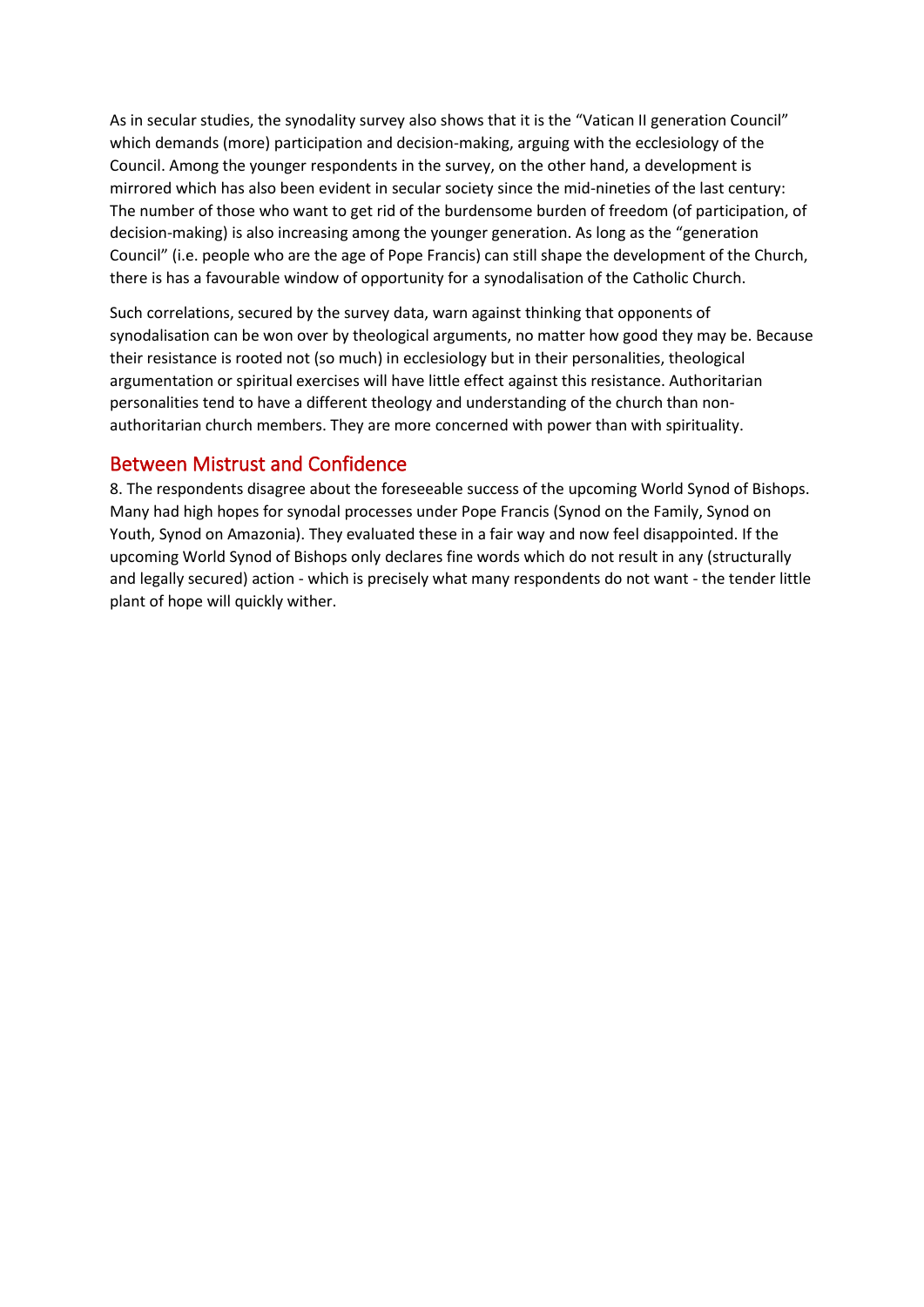As in secular studies, the synodality survey also shows that it is the "Vatican II generation Council" which demands (more) participation and decision-making, arguing with the ecclesiology of the Council. Among the younger respondents in the survey, on the other hand, a development is mirrored which has also been evident in secular society since the mid-nineties of the last century: The number of those who want to get rid of the burdensome burden of freedom (of participation, of decision-making) is also increasing among the younger generation. As long as the "generation Council" (i.e. people who are the age of Pope Francis) can still shape the development of the Church, there is has a favourable window of opportunity for a synodalisation of the Catholic Church.

Such correlations, secured by the survey data, warn against thinking that opponents of synodalisation can be won over by theological arguments, no matter how good they may be. Because their resistance is rooted not (so much) in ecclesiology but in their personalities, theological argumentation or spiritual exercises will have little effect against this resistance. Authoritarian personalities tend to have a different theology and understanding of the church than non-authoritarian church members. They are more concerned with power than with spirituality.

## Between Mistrust and Confidence

8. The respondents disagree about the foreseeable success of the upcoming World Synod of Bishops. Many had high hopes for synodal processes under Pope Francis (Synod on the Family, Synod on Youth, Synod on Amazonia). They evaluated these in a fair way and now feel disappointed. If the upcoming World Synod of Bishops only declares fine words which do not result in any (structurally and legally secured) action - which is precisely what many respondents do not want - the tender little plant of hope will quickly wither.